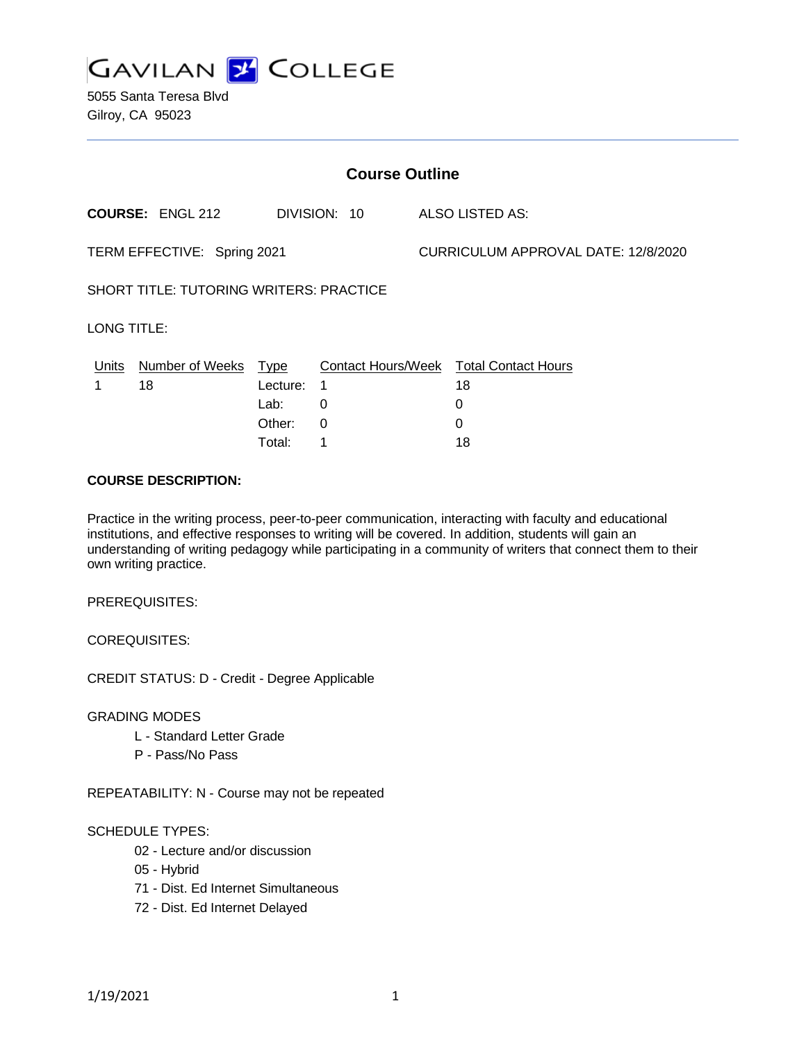# GAVILAN COLLEGE

5055 Santa Teresa Blvd
Gilroy, CA 95023

## Course Outline

**COURSE:** ENGL 212 DIVISION: 10 ALSO LISTED AS:

TERM EFFECTIVE: Spring 2021 CURRICULUM APPROVAL DATE: 12/8/2020

SHORT TITLE: TUTORING WRITERS: PRACTICE

LONG TITLE:

| Units | Number of Weeks | Type | Contact Hours/Week | Total Contact Hours |
|---|---|---|---|---|
| 1 | 18 | Lecture: | 1 | 18 |
| | | Lab: | 0 | 0 |
| | | Other: | 0 | 0 |
| | | Total: | 1 | 18 |

**COURSE DESCRIPTION:**

Practice in the writing process, peer-to-peer communication, interacting with faculty and educational institutions, and effective responses to writing will be covered. In addition, students will gain an understanding of writing pedagogy while participating in a community of writers that connect them to their own writing practice.

PREREQUISITES:

COREQUISITES:

CREDIT STATUS: D - Credit - Degree Applicable

GRADING MODES

- L - Standard Letter Grade
- P - Pass/No Pass

REPEATABILITY: N - Course may not be repeated

SCHEDULE TYPES:

- 02 - Lecture and/or discussion
- 05 - Hybrid
- 71 - Dist. Ed Internet Simultaneous
- 72 - Dist. Ed Internet Delayed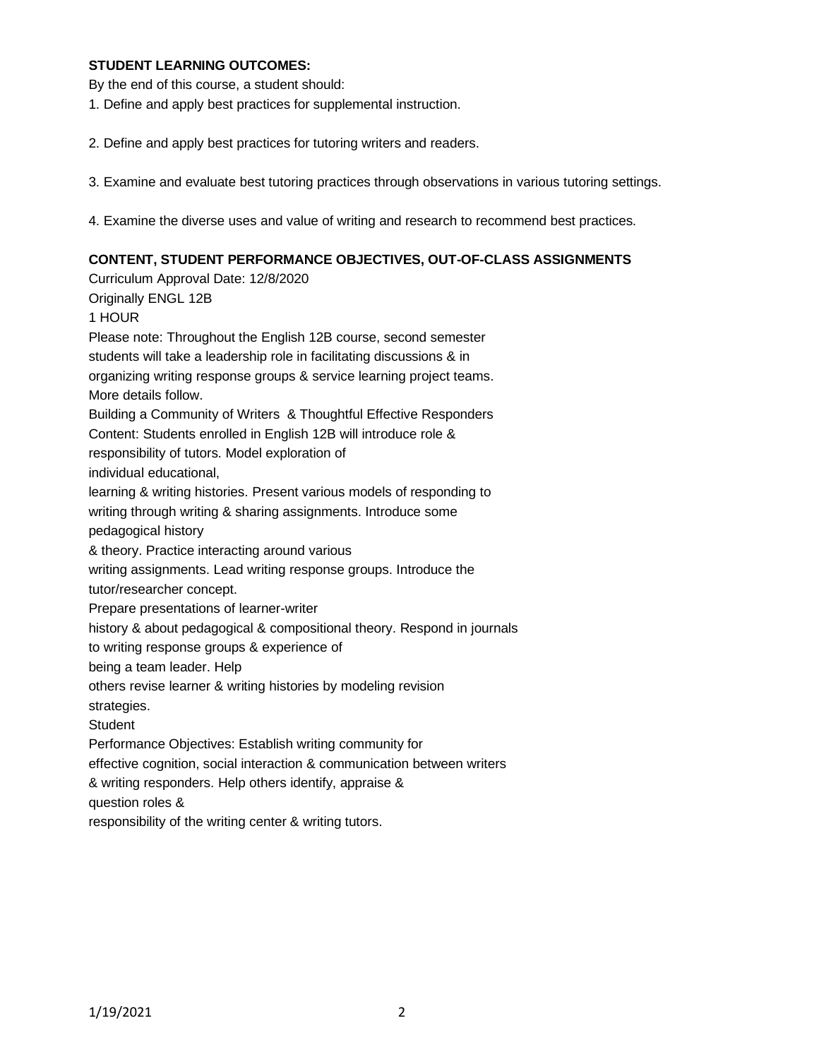**STUDENT LEARNING OUTCOMES:**

By the end of this course, a student should:

1. Define and apply best practices for supplemental instruction.

2. Define and apply best practices for tutoring writers and readers.

3. Examine and evaluate best tutoring practices through observations in various tutoring settings.

4. Examine the diverse uses and value of writing and research to recommend best practices.

**CONTENT, STUDENT PERFORMANCE OBJECTIVES, OUT-OF-CLASS ASSIGNMENTS**

Curriculum Approval Date: 12/8/2020

Originally ENGL 12B

1 HOUR

Please note: Throughout the English 12B course, second semester students will take a leadership role in facilitating discussions & in organizing writing response groups & service learning project teams. More details follow.

Building a Community of Writers & Thoughtful Effective Responders

Content: Students enrolled in English 12B will introduce role & responsibility of tutors. Model exploration of individual educational, learning & writing histories. Present various models of responding to writing through writing & sharing assignments. Introduce some pedagogical history & theory. Practice interacting around various writing assignments. Lead writing response groups. Introduce the tutor/researcher concept.

Prepare presentations of learner-writer history & about pedagogical & compositional theory. Respond in journals to writing response groups & experience of being a team leader. Help others revise learner & writing histories by modeling revision strategies.

Student Performance Objectives: Establish writing community for effective cognition, social interaction & communication between writers & writing responders. Help others identify, appraise & question roles & responsibility of the writing center & writing tutors.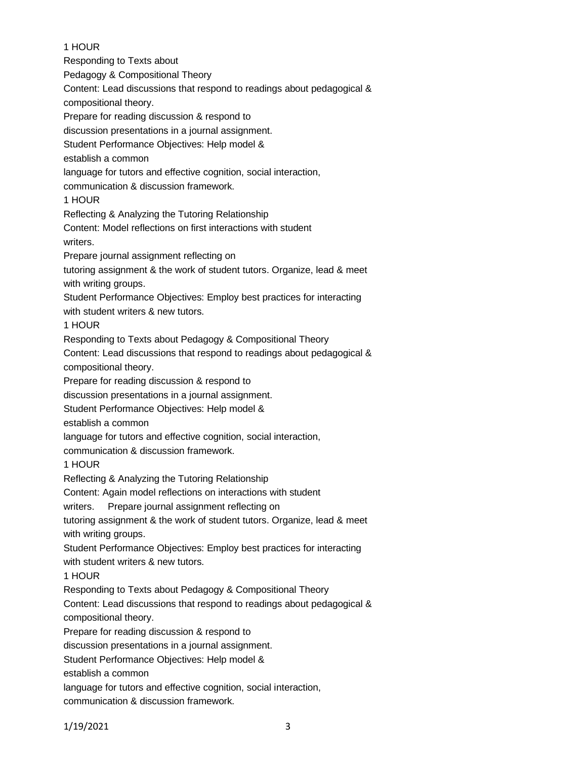1 HOUR

Responding to Texts about

Pedagogy & Compositional Theory

Content: Lead discussions that respond to readings about pedagogical & compositional theory.

Prepare for reading discussion & respond to discussion presentations in a journal assignment.

Student Performance Objectives: Help model & establish a common language for tutors and effective cognition, social interaction, communication & discussion framework.

1 HOUR

Reflecting & Analyzing the Tutoring Relationship

Content: Model reflections on first interactions with student writers.

Prepare journal assignment reflecting on tutoring assignment & the work of student tutors. Organize, lead & meet with writing groups.

Student Performance Objectives: Employ best practices for interacting with student writers & new tutors.

1 HOUR

Responding to Texts about Pedagogy & Compositional Theory

Content: Lead discussions that respond to readings about pedagogical & compositional theory.

Prepare for reading discussion & respond to discussion presentations in a journal assignment.

Student Performance Objectives: Help model & establish a common language for tutors and effective cognition, social interaction, communication & discussion framework.

1 HOUR

Reflecting & Analyzing the Tutoring Relationship

Content: Again model reflections on interactions with student writers. Prepare journal assignment reflecting on tutoring assignment & the work of student tutors. Organize, lead & meet with writing groups.

Student Performance Objectives: Employ best practices for interacting with student writers & new tutors.

1 HOUR

Responding to Texts about Pedagogy & Compositional Theory

Content: Lead discussions that respond to readings about pedagogical & compositional theory.

Prepare for reading discussion & respond to discussion presentations in a journal assignment.

Student Performance Objectives: Help model & establish a common language for tutors and effective cognition, social interaction, communication & discussion framework.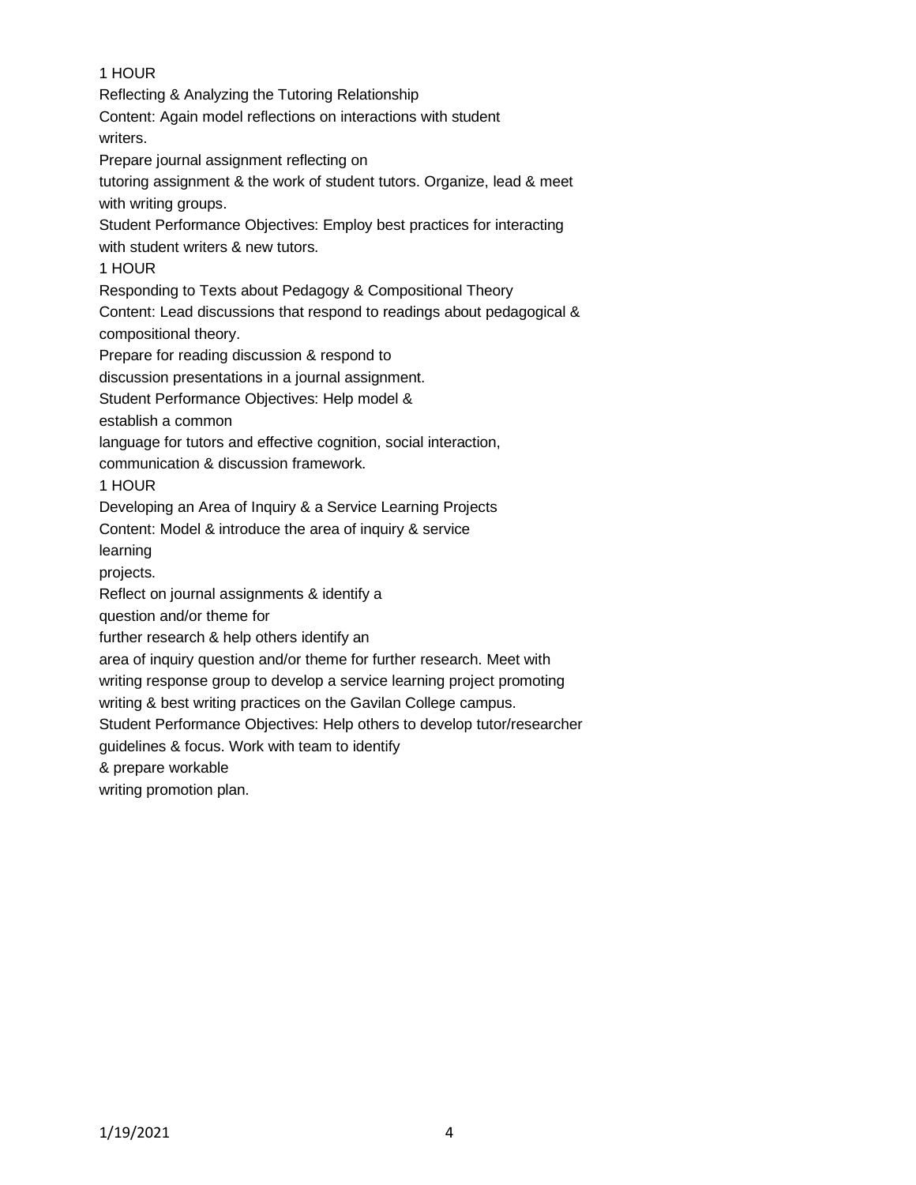1 HOUR

Reflecting & Analyzing the Tutoring Relationship

Content: Again model reflections on interactions with student writers.

Prepare journal assignment reflecting on tutoring assignment & the work of student tutors. Organize, lead & meet with writing groups.

Student Performance Objectives: Employ best practices for interacting with student writers & new tutors.

1 HOUR

Responding to Texts about Pedagogy & Compositional Theory

Content: Lead discussions that respond to readings about pedagogical & compositional theory.

Prepare for reading discussion & respond to discussion presentations in a journal assignment.

Student Performance Objectives: Help model & establish a common language for tutors and effective cognition, social interaction, communication & discussion framework.

1 HOUR

Developing an Area of Inquiry & a Service Learning Projects

Content: Model & introduce the area of inquiry & service learning projects.

Reflect on journal assignments & identify a question and/or theme for further research & help others identify an area of inquiry question and/or theme for further research. Meet with writing response group to develop a service learning project promoting writing & best writing practices on the Gavilan College campus.

Student Performance Objectives: Help others to develop tutor/researcher guidelines & focus. Work with team to identify & prepare workable writing promotion plan.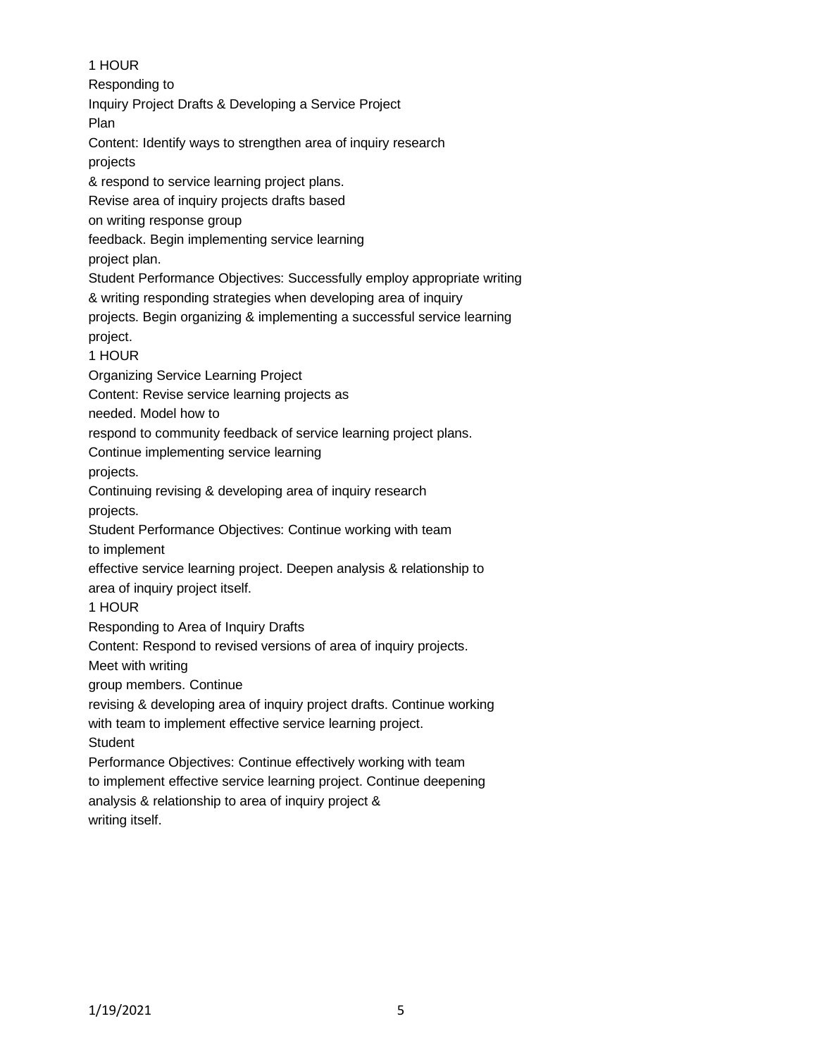1 HOUR

Responding to Inquiry Project Drafts & Developing a Service Project Plan

Content: Identify ways to strengthen area of inquiry research projects & respond to service learning project plans. Revise area of inquiry projects drafts based on writing response group feedback. Begin implementing service learning project plan.

Student Performance Objectives: Successfully employ appropriate writing & writing responding strategies when developing area of inquiry projects. Begin organizing & implementing a successful service learning project.

1 HOUR

Organizing Service Learning Project

Content: Revise service learning projects as needed. Model how to respond to community feedback of service learning project plans. Continue implementing service learning projects. Continuing revising & developing area of inquiry research projects.

Student Performance Objectives: Continue working with team to implement effective service learning project. Deepen analysis & relationship to area of inquiry project itself.

1 HOUR

Responding to Area of Inquiry Drafts

Content: Respond to revised versions of area of inquiry projects. Meet with writing group members. Continue revising & developing area of inquiry project drafts. Continue working with team to implement effective service learning project.

Student Performance Objectives: Continue effectively working with team to implement effective service learning project. Continue deepening analysis & relationship to area of inquiry project & writing itself.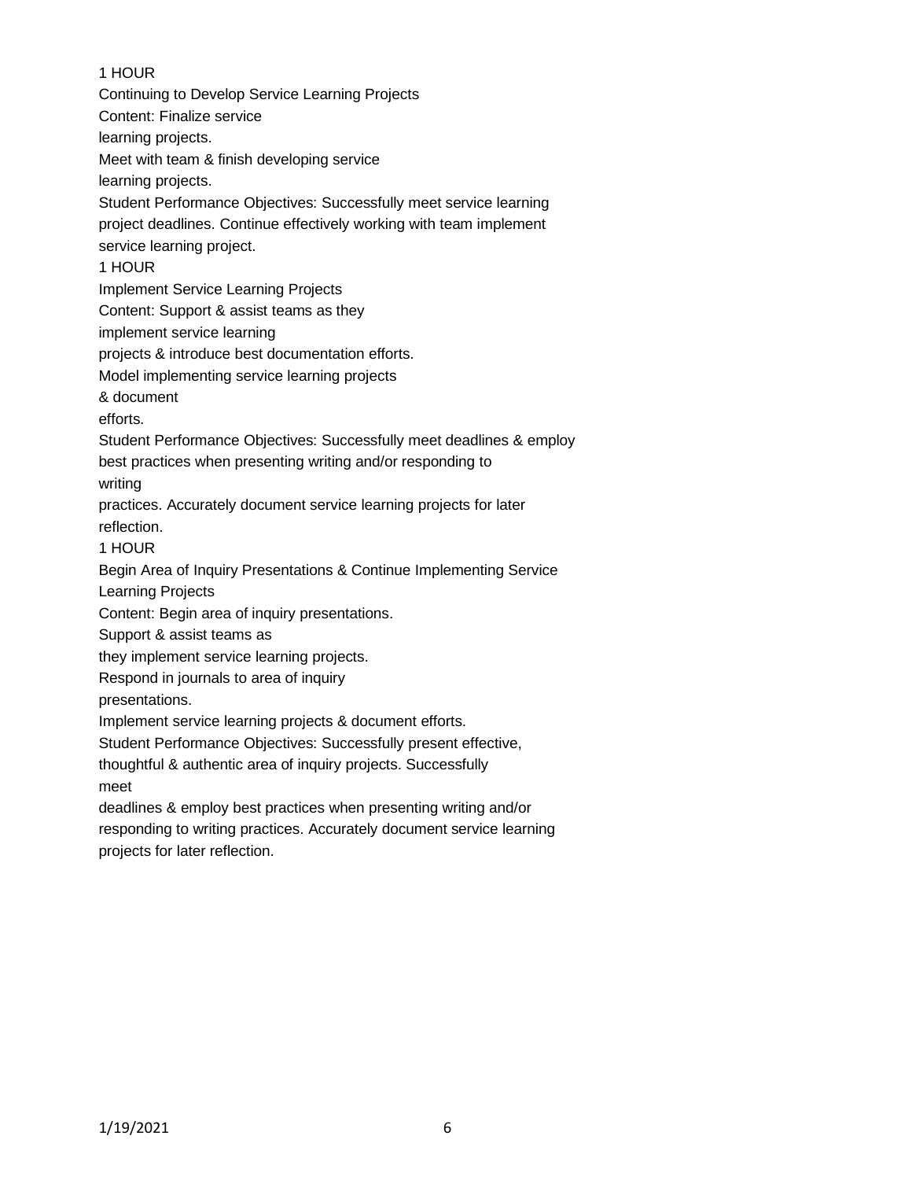1 HOUR

Continuing to Develop Service Learning Projects

Content: Finalize service learning projects.

Meet with team & finish developing service learning projects.

Student Performance Objectives: Successfully meet service learning project deadlines. Continue effectively working with team implement service learning project.

1 HOUR

Implement Service Learning Projects

Content: Support & assist teams as they implement service learning projects & introduce best documentation efforts.

Model implementing service learning projects & document efforts.

Student Performance Objectives: Successfully meet deadlines & employ best practices when presenting writing and/or responding to writing practices. Accurately document service learning projects for later reflection.

1 HOUR

Begin Area of Inquiry Presentations & Continue Implementing Service Learning Projects

Content: Begin area of inquiry presentations.

Support & assist teams as they implement service learning projects.

Respond in journals to area of inquiry presentations.

Implement service learning projects & document efforts.

Student Performance Objectives: Successfully present effective, thoughtful & authentic area of inquiry projects. Successfully meet deadlines & employ best practices when presenting writing and/or responding to writing practices. Accurately document service learning projects for later reflection.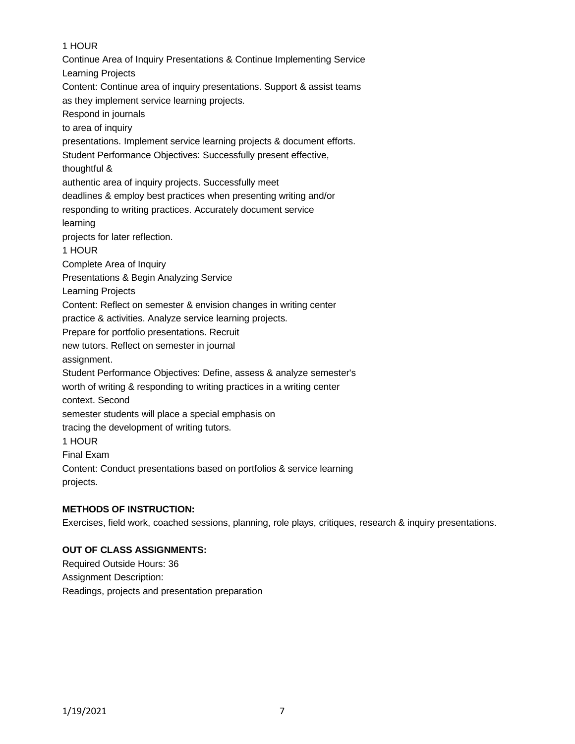1 HOUR

Continue Area of Inquiry Presentations & Continue Implementing Service Learning Projects

Content: Continue area of inquiry presentations. Support & assist teams as they implement service learning projects.

Respond in journals to area of inquiry presentations. Implement service learning projects & document efforts.

Student Performance Objectives: Successfully present effective, thoughtful & authentic area of inquiry projects. Successfully meet deadlines & employ best practices when presenting writing and/or responding to writing practices. Accurately document service learning projects for later reflection.

1 HOUR

Complete Area of Inquiry Presentations & Begin Analyzing Service Learning Projects

Content: Reflect on semester & envision changes in writing center practice & activities. Analyze service learning projects.

Prepare for portfolio presentations. Recruit new tutors. Reflect on semester in journal assignment.

Student Performance Objectives: Define, assess & analyze semester's worth of writing & responding to writing practices in a writing center context. Second semester students will place a special emphasis on tracing the development of writing tutors.

1 HOUR

Final Exam

Content: Conduct presentations based on portfolios & service learning projects.

**METHODS OF INSTRUCTION:**

Exercises, field work, coached sessions, planning, role plays, critiques, research & inquiry presentations.

**OUT OF CLASS ASSIGNMENTS:**

Required Outside Hours: 36

Assignment Description:

Readings, projects and presentation preparation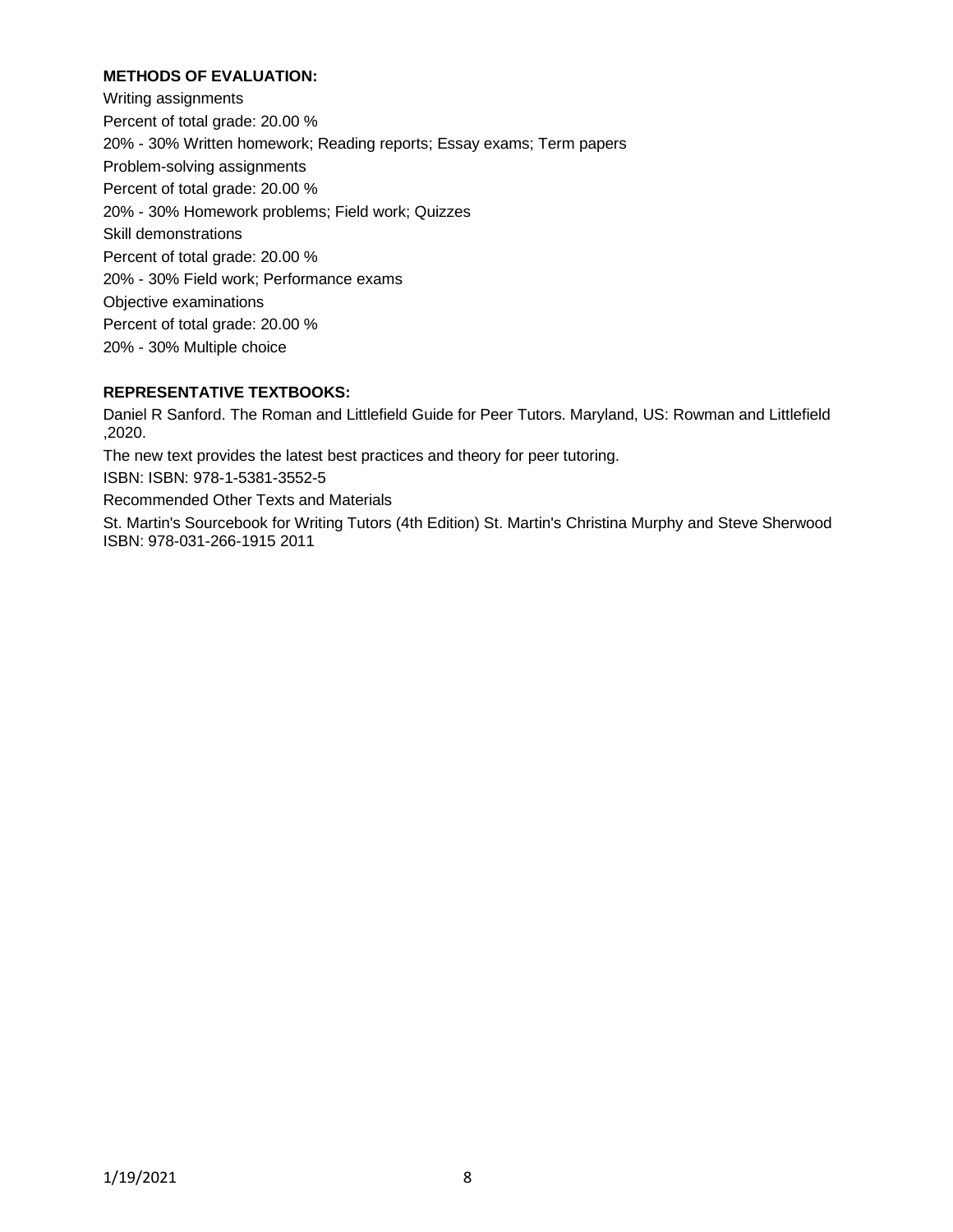**METHODS OF EVALUATION:**

Writing assignments

Percent of total grade: 20.00 %

20% - 30% Written homework; Reading reports; Essay exams; Term papers

Problem-solving assignments

Percent of total grade: 20.00 %

20% - 30% Homework problems; Field work; Quizzes

Skill demonstrations

Percent of total grade: 20.00 %

20% - 30% Field work; Performance exams

Objective examinations

Percent of total grade: 20.00 %

20% - 30% Multiple choice

**REPRESENTATIVE TEXTBOOKS:**

Daniel R Sanford. The Roman and Littlefield Guide for Peer Tutors. Maryland, US: Rowman and Littlefield ,2020.

The new text provides the latest best practices and theory for peer tutoring.

ISBN: ISBN: 978-1-5381-3552-5

Recommended Other Texts and Materials

St. Martin's Sourcebook for Writing Tutors (4th Edition) St. Martin's Christina Murphy and Steve Sherwood ISBN: 978-031-266-1915 2011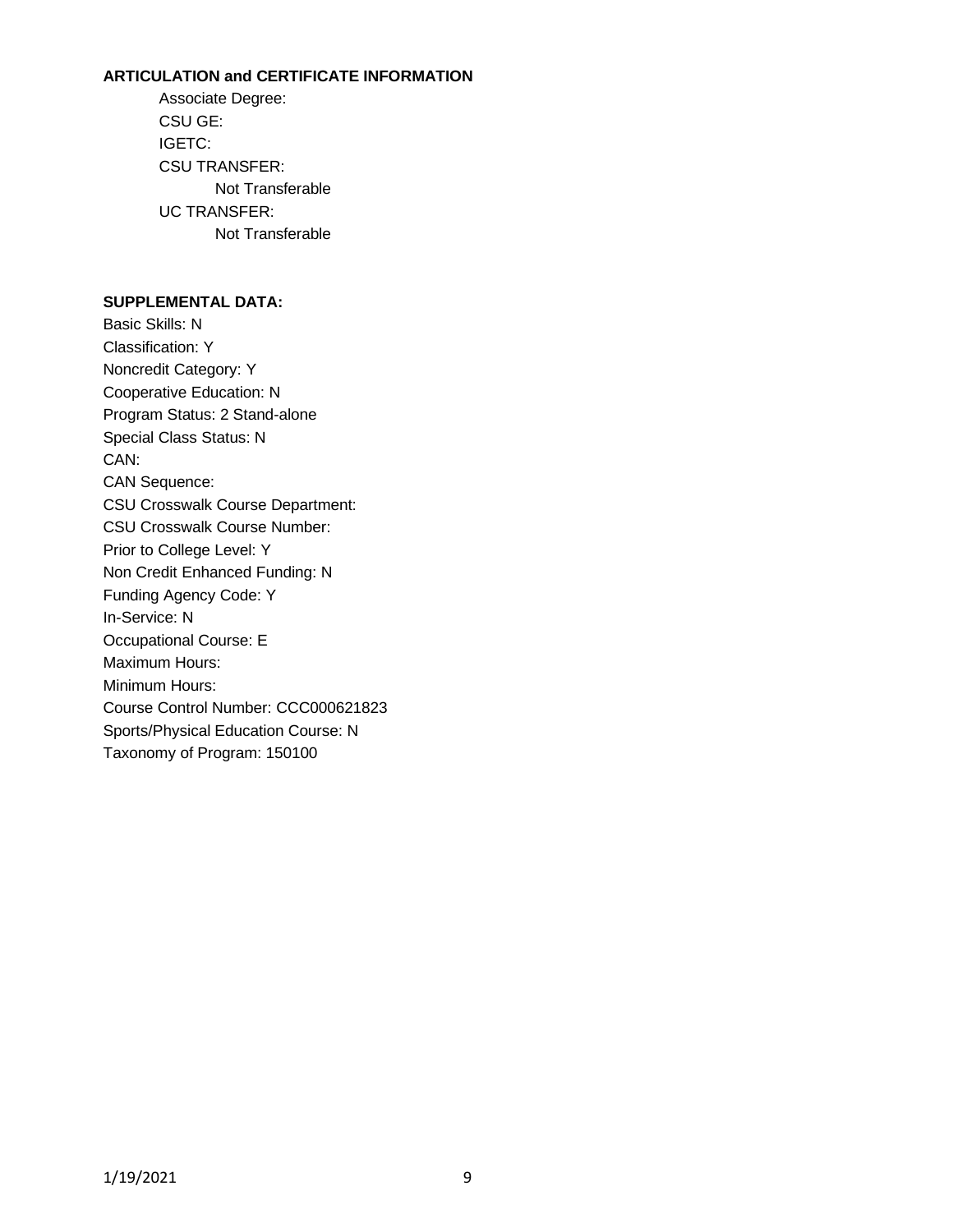**ARTICULATION and CERTIFICATE INFORMATION**

Associate Degree:
CSU GE:
IGETC:
CSU TRANSFER:
  Not Transferable
UC TRANSFER:
  Not Transferable

**SUPPLEMENTAL DATA:**

Basic Skills: N
Classification: Y
Noncredit Category: Y
Cooperative Education: N
Program Status: 2 Stand-alone
Special Class Status: N
CAN:
CAN Sequence:
CSU Crosswalk Course Department:
CSU Crosswalk Course Number:
Prior to College Level: Y
Non Credit Enhanced Funding: N
Funding Agency Code: Y
In-Service: N
Occupational Course: E
Maximum Hours:
Minimum Hours:
Course Control Number: CCC000621823
Sports/Physical Education Course: N
Taxonomy of Program: 150100